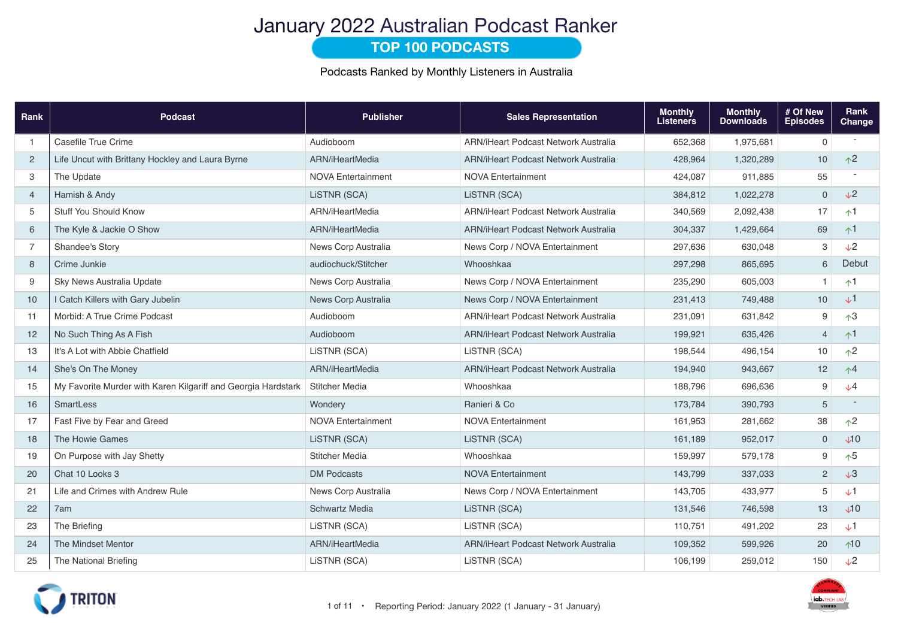# January 2022 Australian Podcast Ranker

## TOP 100 PODCASTS

Podcasts Ranked by Monthly Listeners in Australia

| Rank | Podcast | Publisher | Sales Representation | Monthly Listeners | Monthly Downloads | # Of New Episodes | Rank Change |
|---|---|---|---|---|---|---|---|
| 1 | Casefile True Crime | Audioboom | ARN/iHeart Podcast Network Australia | 652,368 | 1,975,681 | 0 | - |
| 2 | Life Uncut with Brittany Hockley and Laura Byrne | ARN/iHeartMedia | ARN/iHeart Podcast Network Australia | 428,964 | 1,320,289 | 10 | ↑2 |
| 3 | The Update | NOVA Entertainment | NOVA Entertainment | 424,087 | 911,885 | 55 | - |
| 4 | Hamish & Andy | LiSTNR (SCA) | LiSTNR (SCA) | 384,812 | 1,022,278 | 0 | ↓2 |
| 5 | Stuff You Should Know | ARN/iHeartMedia | ARN/iHeart Podcast Network Australia | 340,569 | 2,092,438 | 17 | ↑1 |
| 6 | The Kyle & Jackie O Show | ARN/iHeartMedia | ARN/iHeart Podcast Network Australia | 304,337 | 1,429,664 | 69 | ↑1 |
| 7 | Shandee's Story | News Corp Australia | News Corp / NOVA Entertainment | 297,636 | 630,048 | 3 | ↓2 |
| 8 | Crime Junkie | audiochuck/Stitcher | Whooshkaa | 297,298 | 865,695 | 6 | Debut |
| 9 | Sky News Australia Update | News Corp Australia | News Corp / NOVA Entertainment | 235,290 | 605,003 | 1 | ↑1 |
| 10 | I Catch Killers with Gary Jubelin | News Corp Australia | News Corp / NOVA Entertainment | 231,413 | 749,488 | 10 | ↓1 |
| 11 | Morbid: A True Crime Podcast | Audioboom | ARN/iHeart Podcast Network Australia | 231,091 | 631,842 | 9 | ↑3 |
| 12 | No Such Thing As A Fish | Audioboom | ARN/iHeart Podcast Network Australia | 199,921 | 635,426 | 4 | ↑1 |
| 13 | It's A Lot with Abbie Chatfield | LiSTNR (SCA) | LiSTNR (SCA) | 198,544 | 496,154 | 10 | ↑2 |
| 14 | She's On The Money | ARN/iHeartMedia | ARN/iHeart Podcast Network Australia | 194,940 | 943,667 | 12 | ↑4 |
| 15 | My Favorite Murder with Karen Kilgariff and Georgia Hardstark | Stitcher Media | Whooshkaa | 188,796 | 696,636 | 9 | ↓4 |
| 16 | SmartLess | Wondery | Ranieri & Co | 173,784 | 390,793 | 5 | - |
| 17 | Fast Five by Fear and Greed | NOVA Entertainment | NOVA Entertainment | 161,953 | 281,662 | 38 | ↑2 |
| 18 | The Howie Games | LiSTNR (SCA) | LiSTNR (SCA) | 161,189 | 952,017 | 0 | ↓10 |
| 19 | On Purpose with Jay Shetty | Stitcher Media | Whooshkaa | 159,997 | 579,178 | 9 | ↑5 |
| 20 | Chat 10 Looks 3 | DM Podcasts | NOVA Entertainment | 143,799 | 337,033 | 2 | ↓3 |
| 21 | Life and Crimes with Andrew Rule | News Corp Australia | News Corp / NOVA Entertainment | 143,705 | 433,977 | 5 | ↓1 |
| 22 | 7am | Schwartz Media | LiSTNR (SCA) | 131,546 | 746,598 | 13 | ↓10 |
| 23 | The Briefing | LiSTNR (SCA) | LiSTNR (SCA) | 110,751 | 491,202 | 23 | ↓1 |
| 24 | The Mindset Mentor | ARN/iHeartMedia | ARN/iHeart Podcast Network Australia | 109,352 | 599,926 | 20 | ↑10 |
| 25 | The National Briefing | LiSTNR (SCA) | LiSTNR (SCA) | 106,199 | 259,012 | 150 | ↓2 |

Reporting Period: January 2022 (1 January - 31 January)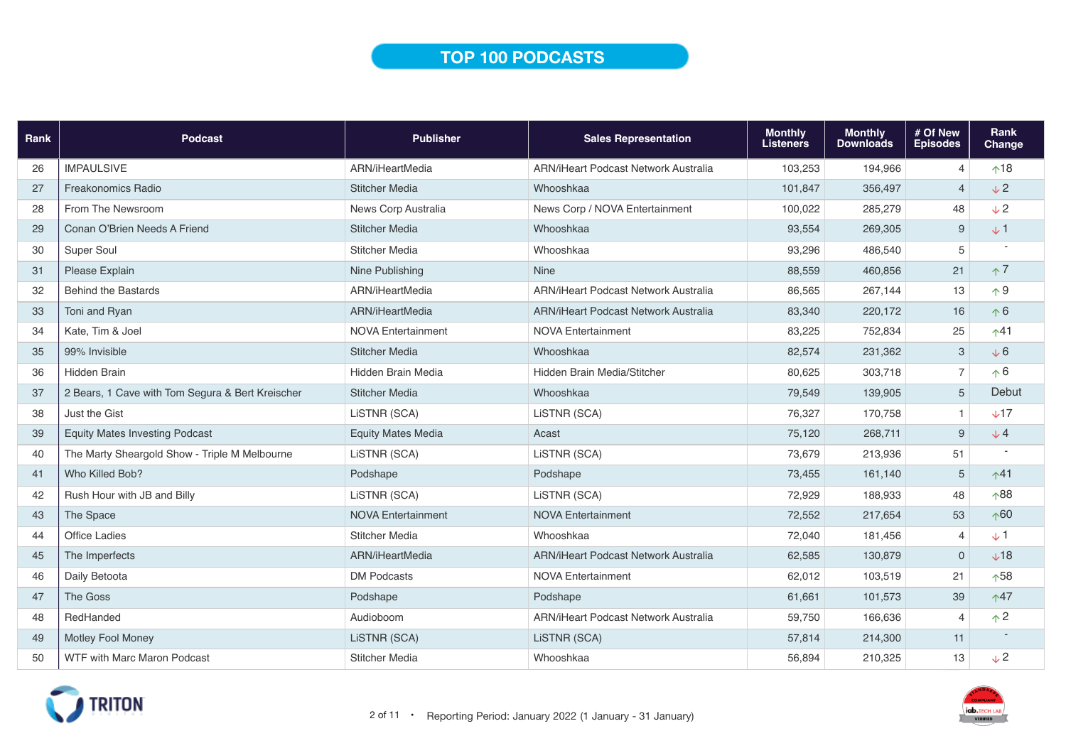# TOP 100 PODCASTS

| Rank | Podcast | Publisher | Sales Representation | Monthly Listeners | Monthly Downloads | # Of New Episodes | Rank Change |
|---|---|---|---|---|---|---|---|
| 26 | IMPAULSIVE | ARN/iHeartMedia | ARN/iHeart Podcast Network Australia | 103,253 | 194,966 | 4 | ↑18 |
| 27 | Freakonomics Radio | Stitcher Media | Whooshkaa | 101,847 | 356,497 | 4 | ↓2 |
| 28 | From The Newsroom | News Corp Australia | News Corp / NOVA Entertainment | 100,022 | 285,279 | 48 | ↓2 |
| 29 | Conan O'Brien Needs A Friend | Stitcher Media | Whooshkaa | 93,554 | 269,305 | 9 | ↓1 |
| 30 | Super Soul | Stitcher Media | Whooshkaa | 93,296 | 486,540 | 5 | - |
| 31 | Please Explain | Nine Publishing | Nine | 88,559 | 460,856 | 21 | ↑7 |
| 32 | Behind the Bastards | ARN/iHeartMedia | ARN/iHeart Podcast Network Australia | 86,565 | 267,144 | 13 | ↑9 |
| 33 | Toni and Ryan | ARN/iHeartMedia | ARN/iHeart Podcast Network Australia | 83,340 | 220,172 | 16 | ↑6 |
| 34 | Kate, Tim & Joel | NOVA Entertainment | NOVA Entertainment | 83,225 | 752,834 | 25 | ↑41 |
| 35 | 99% Invisible | Stitcher Media | Whooshkaa | 82,574 | 231,362 | 3 | ↓6 |
| 36 | Hidden Brain | Hidden Brain Media | Hidden Brain Media/Stitcher | 80,625 | 303,718 | 7 | ↑6 |
| 37 | 2 Bears, 1 Cave with Tom Segura & Bert Kreischer | Stitcher Media | Whooshkaa | 79,549 | 139,905 | 5 | Debut |
| 38 | Just the Gist | LiSTNR (SCA) | LiSTNR (SCA) | 76,327 | 170,758 | 1 | ↓17 |
| 39 | Equity Mates Investing Podcast | Equity Mates Media | Acast | 75,120 | 268,711 | 9 | ↓4 |
| 40 | The Marty Sheargold Show - Triple M Melbourne | LiSTNR (SCA) | LiSTNR (SCA) | 73,679 | 213,936 | 51 | - |
| 41 | Who Killed Bob? | Podshape | Podshape | 73,455 | 161,140 | 5 | ↑41 |
| 42 | Rush Hour with JB and Billy | LiSTNR (SCA) | LiSTNR (SCA) | 72,929 | 188,933 | 48 | ↑88 |
| 43 | The Space | NOVA Entertainment | NOVA Entertainment | 72,552 | 217,654 | 53 | ↑60 |
| 44 | Office Ladies | Stitcher Media | Whooshkaa | 72,040 | 181,456 | 4 | ↓1 |
| 45 | The Imperfects | ARN/iHeartMedia | ARN/iHeart Podcast Network Australia | 62,585 | 130,879 | 0 | ↓18 |
| 46 | Daily Betoota | DM Podcasts | NOVA Entertainment | 62,012 | 103,519 | 21 | ↑58 |
| 47 | The Goss | Podshape | Podshape | 61,661 | 101,573 | 39 | ↑47 |
| 48 | RedHanded | Audioboom | ARN/iHeart Podcast Network Australia | 59,750 | 166,636 | 4 | ↑2 |
| 49 | Motley Fool Money | LiSTNR (SCA) | LiSTNR (SCA) | 57,814 | 214,300 | 11 | - |
| 50 | WTF with Marc Maron Podcast | Stitcher Media | Whooshkaa | 56,894 | 210,325 | 13 | ↓2 |

Reporting Period: January 2022 (1 January - 31 January)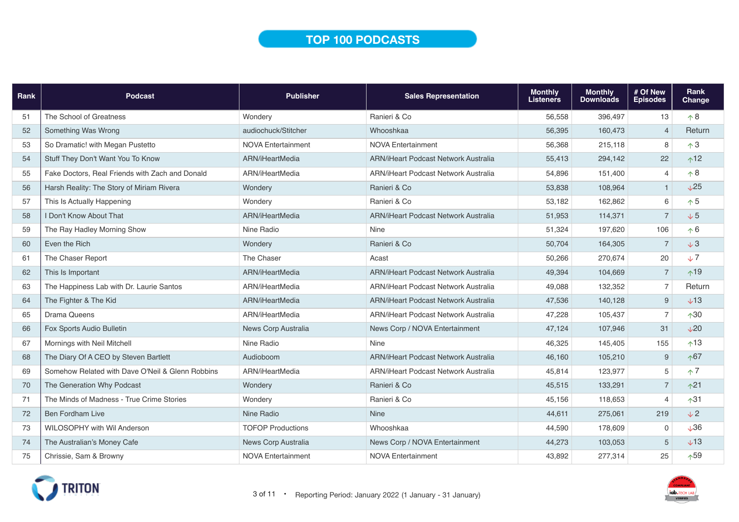# TOP 100 PODCASTS

| Rank | Podcast | Publisher | Sales Representation | Monthly Listeners | Monthly Downloads | # Of New Episodes | Rank Change |
|---|---|---|---|---|---|---|---|
| 51 | The School of Greatness | Wondery | Ranieri & Co | 56,558 | 396,497 | 13 | ↑8 |
| 52 | Something Was Wrong | audiochuck/Stitcher | Whooshkaa | 56,395 | 160,473 | 4 | Return |
| 53 | So Dramatic! with Megan Pustetto | NOVA Entertainment | NOVA Entertainment | 56,368 | 215,118 | 8 | ↑3 |
| 54 | Stuff They Don't Want You To Know | ARN/iHeartMedia | ARN/iHeart Podcast Network Australia | 55,413 | 294,142 | 22 | ↑12 |
| 55 | Fake Doctors, Real Friends with Zach and Donald | ARN/iHeartMedia | ARN/iHeart Podcast Network Australia | 54,896 | 151,400 | 4 | ↑8 |
| 56 | Harsh Reality: The Story of Miriam Rivera | Wondery | Ranieri & Co | 53,838 | 108,964 | 1 | ↓25 |
| 57 | This Is Actually Happening | Wondery | Ranieri & Co | 53,182 | 162,862 | 6 | ↑5 |
| 58 | I Don't Know About That | ARN/iHeartMedia | ARN/iHeart Podcast Network Australia | 51,953 | 114,371 | 7 | ↓5 |
| 59 | The Ray Hadley Morning Show | Nine Radio | Nine | 51,324 | 197,620 | 106 | ↑6 |
| 60 | Even the Rich | Wondery | Ranieri & Co | 50,704 | 164,305 | 7 | ↓3 |
| 61 | The Chaser Report | The Chaser | Acast | 50,266 | 270,674 | 20 | ↓7 |
| 62 | This Is Important | ARN/iHeartMedia | ARN/iHeart Podcast Network Australia | 49,394 | 104,669 | 7 | ↑19 |
| 63 | The Happiness Lab with Dr. Laurie Santos | ARN/iHeartMedia | ARN/iHeart Podcast Network Australia | 49,088 | 132,352 | 7 | Return |
| 64 | The Fighter & The Kid | ARN/iHeartMedia | ARN/iHeart Podcast Network Australia | 47,536 | 140,128 | 9 | ↓13 |
| 65 | Drama Queens | ARN/iHeartMedia | ARN/iHeart Podcast Network Australia | 47,228 | 105,437 | 7 | ↑30 |
| 66 | Fox Sports Audio Bulletin | News Corp Australia | News Corp / NOVA Entertainment | 47,124 | 107,946 | 31 | ↓20 |
| 67 | Mornings with Neil Mitchell | Nine Radio | Nine | 46,325 | 145,405 | 155 | ↑13 |
| 68 | The Diary Of A CEO by Steven Bartlett | Audioboom | ARN/iHeart Podcast Network Australia | 46,160 | 105,210 | 9 | ↑67 |
| 69 | Somehow Related with Dave O'Neil & Glenn Robbins | ARN/iHeartMedia | ARN/iHeart Podcast Network Australia | 45,814 | 123,977 | 5 | ↑7 |
| 70 | The Generation Why Podcast | Wondery | Ranieri & Co | 45,515 | 133,291 | 7 | ↑21 |
| 71 | The Minds of Madness - True Crime Stories | Wondery | Ranieri & Co | 45,156 | 118,653 | 4 | ↑31 |
| 72 | Ben Fordham Live | Nine Radio | Nine | 44,611 | 275,061 | 219 | ↓2 |
| 73 | WILOSOPHY with Wil Anderson | TOFOP Productions | Whooshkaa | 44,590 | 178,609 | 0 | ↓36 |
| 74 | The Australian's Money Cafe | News Corp Australia | News Corp / NOVA Entertainment | 44,273 | 103,053 | 5 | ↓13 |
| 75 | Chrissie, Sam & Browny | NOVA Entertainment | NOVA Entertainment | 43,892 | 277,314 | 25 | ↑59 |

Reporting Period: January 2022 (1 January - 31 January)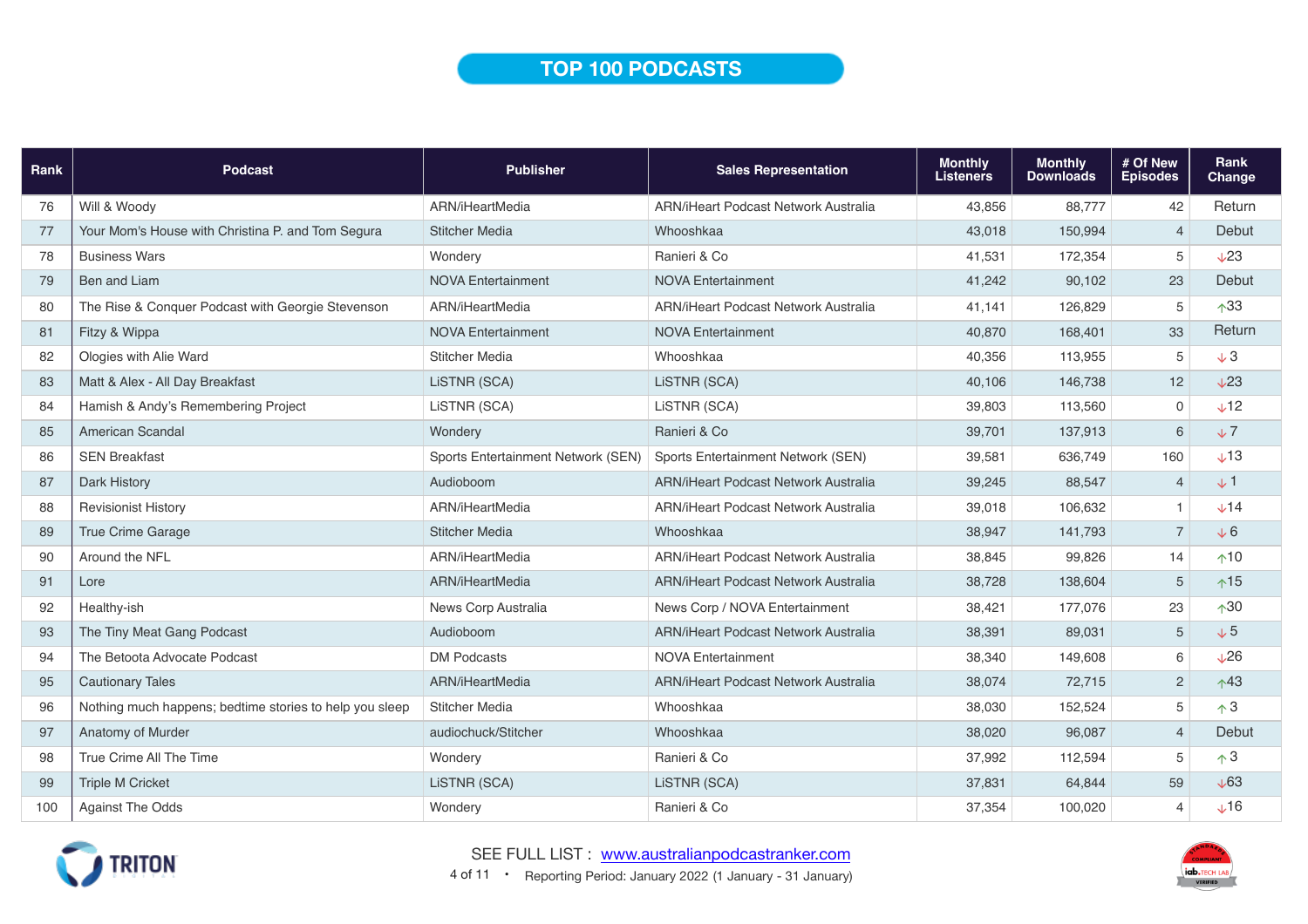# TOP 100 PODCASTS

| Rank | Podcast | Publisher | Sales Representation | Monthly Listeners | Monthly Downloads | # Of New Episodes | Rank Change |
|---|---|---|---|---|---|---|---|
| 76 | Will & Woody | ARN/iHeartMedia | ARN/iHeart Podcast Network Australia | 43,856 | 88,777 | 42 | Return |
| 77 | Your Mom's House with Christina P. and Tom Segura | Stitcher Media | Whooshkaa | 43,018 | 150,994 | 4 | Debut |
| 78 | Business Wars | Wondery | Ranieri & Co | 41,531 | 172,354 | 5 | ↓23 |
| 79 | Ben and Liam | NOVA Entertainment | NOVA Entertainment | 41,242 | 90,102 | 23 | Debut |
| 80 | The Rise & Conquer Podcast with Georgie Stevenson | ARN/iHeartMedia | ARN/iHeart Podcast Network Australia | 41,141 | 126,829 | 5 | ↑33 |
| 81 | Fitzy & Wippa | NOVA Entertainment | NOVA Entertainment | 40,870 | 168,401 | 33 | Return |
| 82 | Ologies with Alie Ward | Stitcher Media | Whooshkaa | 40,356 | 113,955 | 5 | ↓3 |
| 83 | Matt & Alex - All Day Breakfast | LiSTNR (SCA) | LiSTNR (SCA) | 40,106 | 146,738 | 12 | ↓23 |
| 84 | Hamish & Andy's Remembering Project | LiSTNR (SCA) | LiSTNR (SCA) | 39,803 | 113,560 | 0 | ↓12 |
| 85 | American Scandal | Wondery | Ranieri & Co | 39,701 | 137,913 | 6 | ↓7 |
| 86 | SEN Breakfast | Sports Entertainment Network (SEN) | Sports Entertainment Network (SEN) | 39,581 | 636,749 | 160 | ↓13 |
| 87 | Dark History | Audioboom | ARN/iHeart Podcast Network Australia | 39,245 | 88,547 | 4 | ↓1 |
| 88 | Revisionist History | ARN/iHeartMedia | ARN/iHeart Podcast Network Australia | 39,018 | 106,632 | 1 | ↓14 |
| 89 | True Crime Garage | Stitcher Media | Whooshkaa | 38,947 | 141,793 | 7 | ↓6 |
| 90 | Around the NFL | ARN/iHeartMedia | ARN/iHeart Podcast Network Australia | 38,845 | 99,826 | 14 | ↑10 |
| 91 | Lore | ARN/iHeartMedia | ARN/iHeart Podcast Network Australia | 38,728 | 138,604 | 5 | ↑15 |
| 92 | Healthy-ish | News Corp Australia | News Corp / NOVA Entertainment | 38,421 | 177,076 | 23 | ↑30 |
| 93 | The Tiny Meat Gang Podcast | Audioboom | ARN/iHeart Podcast Network Australia | 38,391 | 89,031 | 5 | ↓5 |
| 94 | The Betoota Advocate Podcast | DM Podcasts | NOVA Entertainment | 38,340 | 149,608 | 6 | ↓26 |
| 95 | Cautionary Tales | ARN/iHeartMedia | ARN/iHeart Podcast Network Australia | 38,074 | 72,715 | 2 | ↑43 |
| 96 | Nothing much happens; bedtime stories to help you sleep | Stitcher Media | Whooshkaa | 38,030 | 152,524 | 5 | ↑3 |
| 97 | Anatomy of Murder | audiochuck/Stitcher | Whooshkaa | 38,020 | 96,087 | 4 | Debut |
| 98 | True Crime All The Time | Wondery | Ranieri & Co | 37,992 | 112,594 | 5 | ↑3 |
| 99 | Triple M Cricket | LiSTNR (SCA) | LiSTNR (SCA) | 37,831 | 64,844 | 59 | ↓63 |
| 100 | Against The Odds | Wondery | Ranieri & Co | 37,354 | 100,020 | 4 | ↓16 |

TRITON

SEE FULL LIST : www.australianpodcastranker.com

Reporting Period: January 2022 (1 January - 31 January)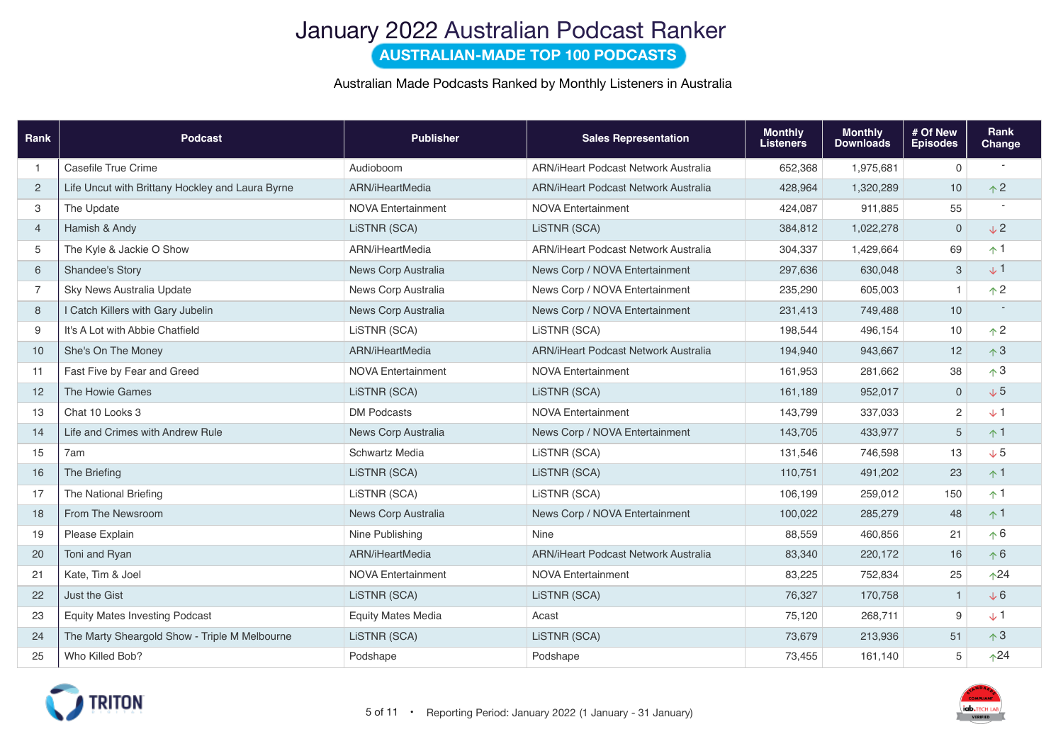# January 2022 Australian Podcast Ranker

## AUSTRALIAN-MADE TOP 100 PODCASTS

Australian Made Podcasts Ranked by Monthly Listeners in Australia

| Rank | Podcast | Publisher | Sales Representation | Monthly Listeners | Monthly Downloads | # Of New Episodes | Rank Change |
|---|---|---|---|---|---|---|---|
| 1 | Casefile True Crime | Audioboom | ARN/iHeart Podcast Network Australia | 652,368 | 1,975,681 | 0 | - |
| 2 | Life Uncut with Brittany Hockley and Laura Byrne | ARN/iHeartMedia | ARN/iHeart Podcast Network Australia | 428,964 | 1,320,289 | 10 | ↑2 |
| 3 | The Update | NOVA Entertainment | NOVA Entertainment | 424,087 | 911,885 | 55 | - |
| 4 | Hamish & Andy | LiSTNR (SCA) | LiSTNR (SCA) | 384,812 | 1,022,278 | 0 | ↓2 |
| 5 | The Kyle & Jackie O Show | ARN/iHeartMedia | ARN/iHeart Podcast Network Australia | 304,337 | 1,429,664 | 69 | ↑1 |
| 6 | Shandee's Story | News Corp Australia | News Corp / NOVA Entertainment | 297,636 | 630,048 | 3 | ↓1 |
| 7 | Sky News Australia Update | News Corp Australia | News Corp / NOVA Entertainment | 235,290 | 605,003 | 1 | ↑2 |
| 8 | I Catch Killers with Gary Jubelin | News Corp Australia | News Corp / NOVA Entertainment | 231,413 | 749,488 | 10 | - |
| 9 | It's A Lot with Abbie Chatfield | LiSTNR (SCA) | LiSTNR (SCA) | 198,544 | 496,154 | 10 | ↑2 |
| 10 | She's On The Money | ARN/iHeartMedia | ARN/iHeart Podcast Network Australia | 194,940 | 943,667 | 12 | ↑3 |
| 11 | Fast Five by Fear and Greed | NOVA Entertainment | NOVA Entertainment | 161,953 | 281,662 | 38 | ↑3 |
| 12 | The Howie Games | LiSTNR (SCA) | LiSTNR (SCA) | 161,189 | 952,017 | 0 | ↓5 |
| 13 | Chat 10 Looks 3 | DM Podcasts | NOVA Entertainment | 143,799 | 337,033 | 2 | ↓1 |
| 14 | Life and Crimes with Andrew Rule | News Corp Australia | News Corp / NOVA Entertainment | 143,705 | 433,977 | 5 | ↑1 |
| 15 | 7am | Schwartz Media | LiSTNR (SCA) | 131,546 | 746,598 | 13 | ↓5 |
| 16 | The Briefing | LiSTNR (SCA) | LiSTNR (SCA) | 110,751 | 491,202 | 23 | ↑1 |
| 17 | The National Briefing | LiSTNR (SCA) | LiSTNR (SCA) | 106,199 | 259,012 | 150 | ↑1 |
| 18 | From The Newsroom | News Corp Australia | News Corp / NOVA Entertainment | 100,022 | 285,279 | 48 | ↑1 |
| 19 | Please Explain | Nine Publishing | Nine | 88,559 | 460,856 | 21 | ↑6 |
| 20 | Toni and Ryan | ARN/iHeartMedia | ARN/iHeart Podcast Network Australia | 83,340 | 220,172 | 16 | ↑6 |
| 21 | Kate, Tim & Joel | NOVA Entertainment | NOVA Entertainment | 83,225 | 752,834 | 25 | ↑24 |
| 22 | Just the Gist | LiSTNR (SCA) | LiSTNR (SCA) | 76,327 | 170,758 | 1 | ↓6 |
| 23 | Equity Mates Investing Podcast | Equity Mates Media | Acast | 75,120 | 268,711 | 9 | ↓1 |
| 24 | The Marty Sheargold Show - Triple M Melbourne | LiSTNR (SCA) | LiSTNR (SCA) | 73,679 | 213,936 | 51 | ↑3 |
| 25 | Who Killed Bob? | Podshape | Podshape | 73,455 | 161,140 | 5 | ↑24 |

Reporting Period: January 2022 (1 January - 31 January)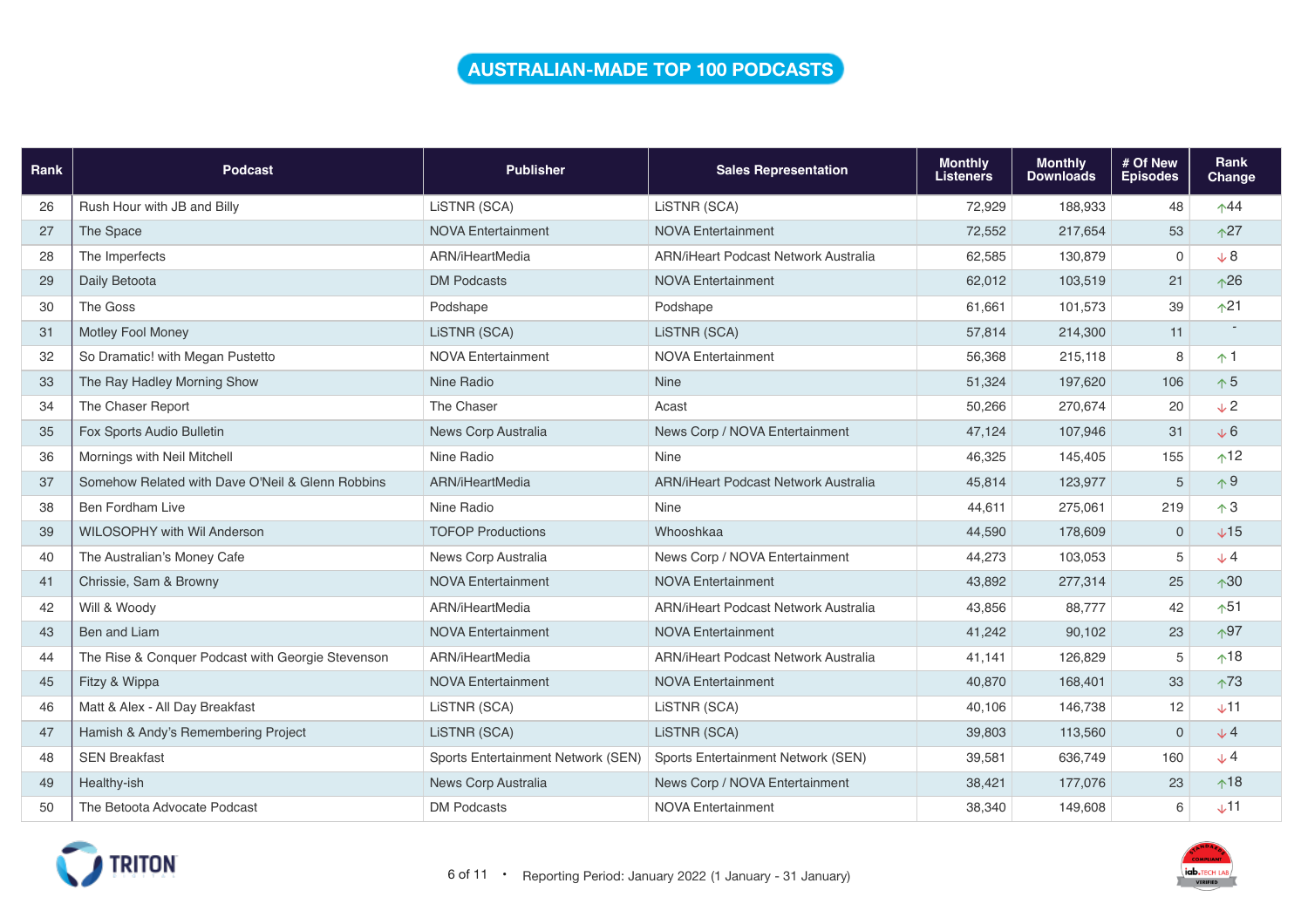# AUSTRALIAN-MADE TOP 100 PODCASTS

| Rank | Podcast | Publisher | Sales Representation | Monthly Listeners | Monthly Downloads | # Of New Episodes | Rank Change |
|---|---|---|---|---|---|---|---|
| 26 | Rush Hour with JB and Billy | LiSTNR (SCA) | LiSTNR (SCA) | 72,929 | 188,933 | 48 | ↑44 |
| 27 | The Space | NOVA Entertainment | NOVA Entertainment | 72,552 | 217,654 | 53 | ↑27 |
| 28 | The Imperfects | ARN/iHeartMedia | ARN/iHeart Podcast Network Australia | 62,585 | 130,879 | 0 | ↓8 |
| 29 | Daily Betoota | DM Podcasts | NOVA Entertainment | 62,012 | 103,519 | 21 | ↑26 |
| 30 | The Goss | Podshape | Podshape | 61,661 | 101,573 | 39 | ↑21 |
| 31 | Motley Fool Money | LiSTNR (SCA) | LiSTNR (SCA) | 57,814 | 214,300 | 11 | - |
| 32 | So Dramatic! with Megan Pustetto | NOVA Entertainment | NOVA Entertainment | 56,368 | 215,118 | 8 | ↑1 |
| 33 | The Ray Hadley Morning Show | Nine Radio | Nine | 51,324 | 197,620 | 106 | ↑5 |
| 34 | The Chaser Report | The Chaser | Acast | 50,266 | 270,674 | 20 | ↓2 |
| 35 | Fox Sports Audio Bulletin | News Corp Australia | News Corp / NOVA Entertainment | 47,124 | 107,946 | 31 | ↓6 |
| 36 | Mornings with Neil Mitchell | Nine Radio | Nine | 46,325 | 145,405 | 155 | ↑12 |
| 37 | Somehow Related with Dave O'Neil & Glenn Robbins | ARN/iHeartMedia | ARN/iHeart Podcast Network Australia | 45,814 | 123,977 | 5 | ↑9 |
| 38 | Ben Fordham Live | Nine Radio | Nine | 44,611 | 275,061 | 219 | ↑3 |
| 39 | WILOSOPHY with Wil Anderson | TOFOP Productions | Whooshkaa | 44,590 | 178,609 | 0 | ↓15 |
| 40 | The Australian's Money Cafe | News Corp Australia | News Corp / NOVA Entertainment | 44,273 | 103,053 | 5 | ↓4 |
| 41 | Chrissie, Sam & Browny | NOVA Entertainment | NOVA Entertainment | 43,892 | 277,314 | 25 | ↑30 |
| 42 | Will & Woody | ARN/iHeartMedia | ARN/iHeart Podcast Network Australia | 43,856 | 88,777 | 42 | ↑51 |
| 43 | Ben and Liam | NOVA Entertainment | NOVA Entertainment | 41,242 | 90,102 | 23 | ↑97 |
| 44 | The Rise & Conquer Podcast with Georgie Stevenson | ARN/iHeartMedia | ARN/iHeart Podcast Network Australia | 41,141 | 126,829 | 5 | ↑18 |
| 45 | Fitzy & Wippa | NOVA Entertainment | NOVA Entertainment | 40,870 | 168,401 | 33 | ↑73 |
| 46 | Matt & Alex - All Day Breakfast | LiSTNR (SCA) | LiSTNR (SCA) | 40,106 | 146,738 | 12 | ↓11 |
| 47 | Hamish & Andy's Remembering Project | LiSTNR (SCA) | LiSTNR (SCA) | 39,803 | 113,560 | 0 | ↓4 |
| 48 | SEN Breakfast | Sports Entertainment Network (SEN) | Sports Entertainment Network (SEN) | 39,581 | 636,749 | 160 | ↓4 |
| 49 | Healthy-ish | News Corp Australia | News Corp / NOVA Entertainment | 38,421 | 177,076 | 23 | ↑18 |
| 50 | The Betoota Advocate Podcast | DM Podcasts | NOVA Entertainment | 38,340 | 149,608 | 6 | ↓11 |

Reporting Period: January 2022 (1 January - 31 January)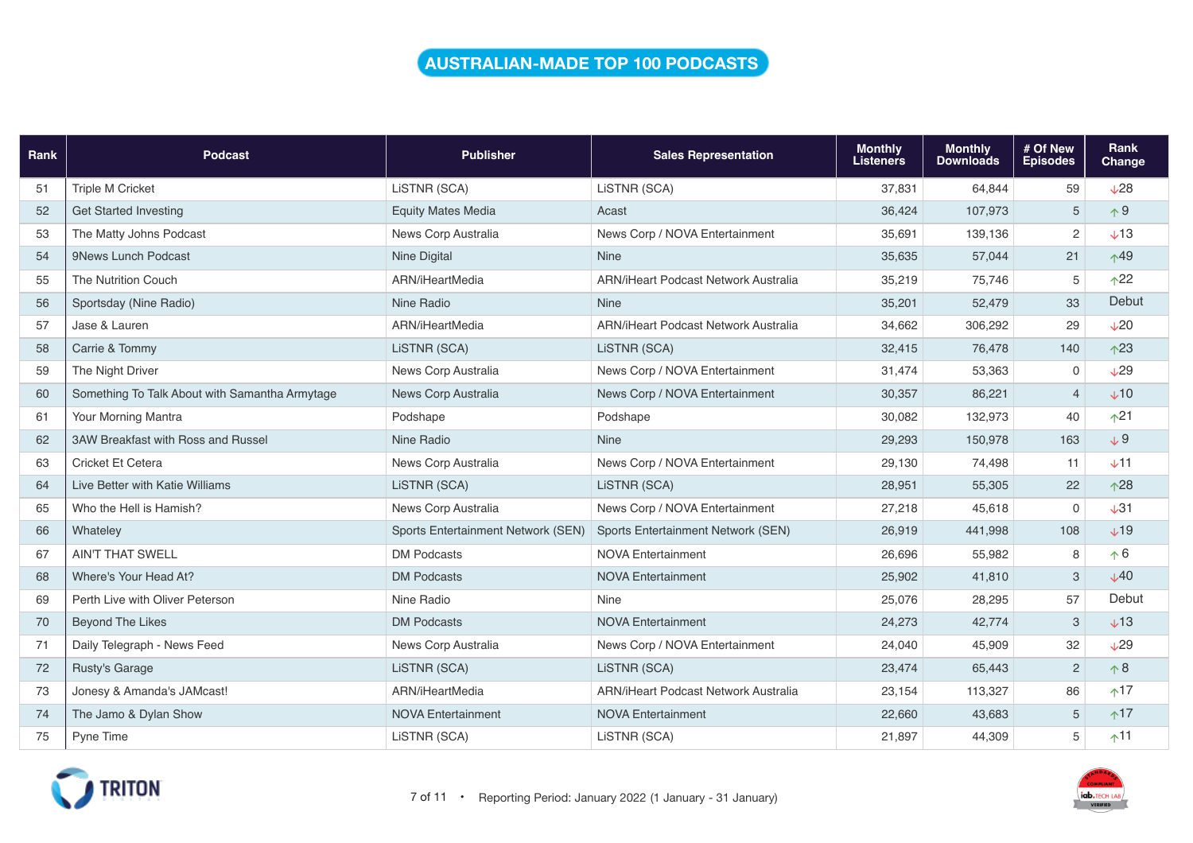# AUSTRALIAN-MADE TOP 100 PODCASTS

| Rank | Podcast | Publisher | Sales Representation | Monthly Listeners | Monthly Downloads | # Of New Episodes | Rank Change |
|---|---|---|---|---|---|---|---|
| 51 | Triple M Cricket | LiSTNR (SCA) | LiSTNR (SCA) | 37,831 | 64,844 | 59 | ↓28 |
| 52 | Get Started Investing | Equity Mates Media | Acast | 36,424 | 107,973 | 5 | ↑9 |
| 53 | The Matty Johns Podcast | News Corp Australia | News Corp / NOVA Entertainment | 35,691 | 139,136 | 2 | ↓13 |
| 54 | 9News Lunch Podcast | Nine Digital | Nine | 35,635 | 57,044 | 21 | ↑49 |
| 55 | The Nutrition Couch | ARN/iHeartMedia | ARN/iHeart Podcast Network Australia | 35,219 | 75,746 | 5 | ↑22 |
| 56 | Sportsday (Nine Radio) | Nine Radio | Nine | 35,201 | 52,479 | 33 | Debut |
| 57 | Jase & Lauren | ARN/iHeartMedia | ARN/iHeart Podcast Network Australia | 34,662 | 306,292 | 29 | ↓20 |
| 58 | Carrie & Tommy | LiSTNR (SCA) | LiSTNR (SCA) | 32,415 | 76,478 | 140 | ↑23 |
| 59 | The Night Driver | News Corp Australia | News Corp / NOVA Entertainment | 31,474 | 53,363 | 0 | ↓29 |
| 60 | Something To Talk About with Samantha Armytage | News Corp Australia | News Corp / NOVA Entertainment | 30,357 | 86,221 | 4 | ↓10 |
| 61 | Your Morning Mantra | Podshape | Podshape | 30,082 | 132,973 | 40 | ↑21 |
| 62 | 3AW Breakfast with Ross and Russel | Nine Radio | Nine | 29,293 | 150,978 | 163 | ↓9 |
| 63 | Cricket Et Cetera | News Corp Australia | News Corp / NOVA Entertainment | 29,130 | 74,498 | 11 | ↓11 |
| 64 | Live Better with Katie Williams | LiSTNR (SCA) | LiSTNR (SCA) | 28,951 | 55,305 | 22 | ↑28 |
| 65 | Who the Hell is Hamish? | News Corp Australia | News Corp / NOVA Entertainment | 27,218 | 45,618 | 0 | ↓31 |
| 66 | Whateley | Sports Entertainment Network (SEN) | Sports Entertainment Network (SEN) | 26,919 | 441,998 | 108 | ↓19 |
| 67 | AIN'T THAT SWELL | DM Podcasts | NOVA Entertainment | 26,696 | 55,982 | 8 | ↑6 |
| 68 | Where's Your Head At? | DM Podcasts | NOVA Entertainment | 25,902 | 41,810 | 3 | ↓40 |
| 69 | Perth Live with Oliver Peterson | Nine Radio | Nine | 25,076 | 28,295 | 57 | Debut |
| 70 | Beyond The Likes | DM Podcasts | NOVA Entertainment | 24,273 | 42,774 | 3 | ↓13 |
| 71 | Daily Telegraph - News Feed | News Corp Australia | News Corp / NOVA Entertainment | 24,040 | 45,909 | 32 | ↓29 |
| 72 | Rusty's Garage | LiSTNR (SCA) | LiSTNR (SCA) | 23,474 | 65,443 | 2 | ↑8 |
| 73 | Jonesy & Amanda's JAMcast! | ARN/iHeartMedia | ARN/iHeart Podcast Network Australia | 23,154 | 113,327 | 86 | ↑17 |
| 74 | The Jamo & Dylan Show | NOVA Entertainment | NOVA Entertainment | 22,660 | 43,683 | 5 | ↑17 |
| 75 | Pyne Time | LiSTNR (SCA) | LiSTNR (SCA) | 21,897 | 44,309 | 5 | ↑11 |

Reporting Period: January 2022 (1 January - 31 January)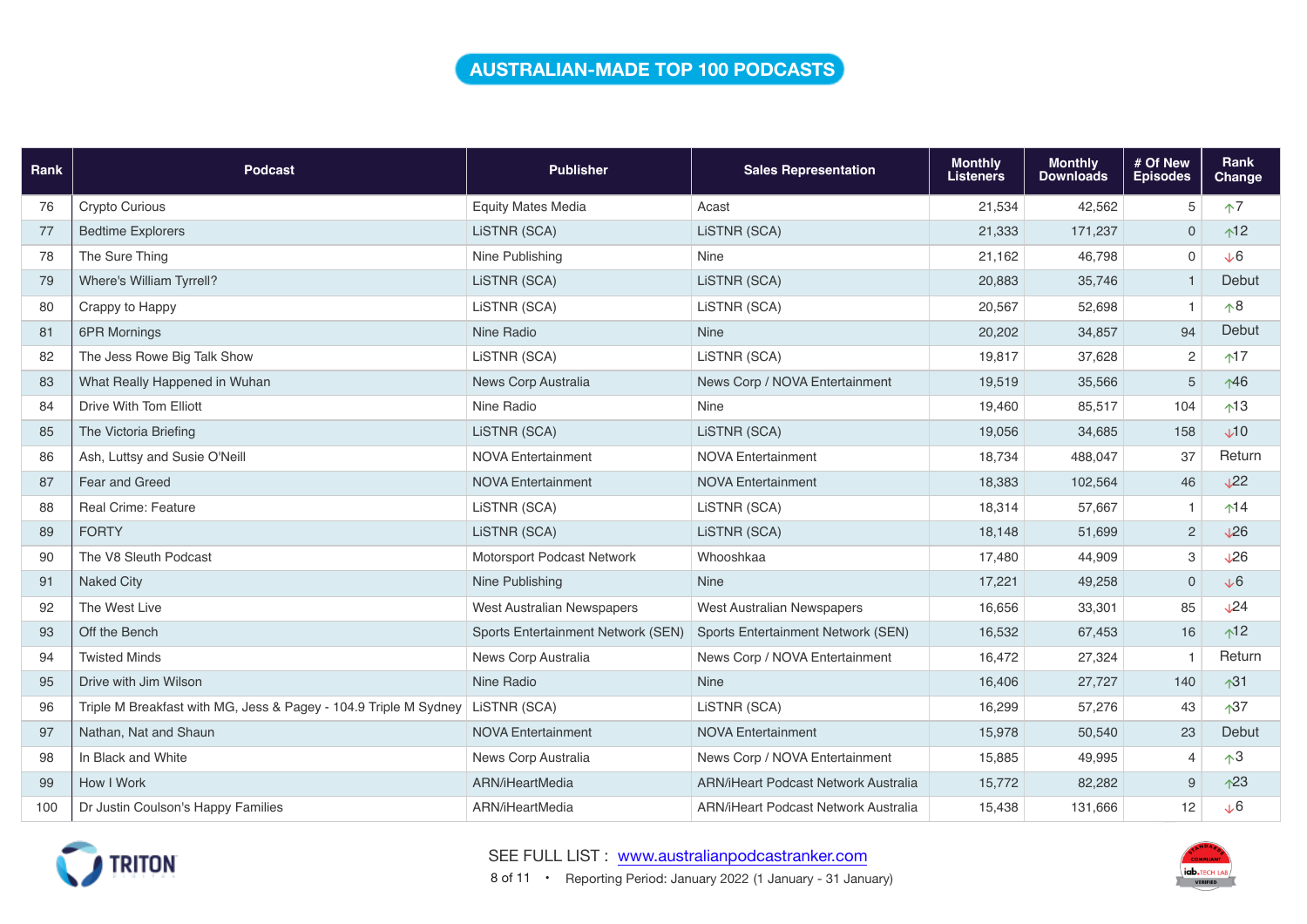# AUSTRALIAN-MADE TOP 100 PODCASTS

| Rank | Podcast | Publisher | Sales Representation | Monthly Listeners | Monthly Downloads | # Of New Episodes | Rank Change |
|---|---|---|---|---|---|---|---|
| 76 | Crypto Curious | Equity Mates Media | Acast | 21,534 | 42,562 | 5 | ↑7 |
| 77 | Bedtime Explorers | LiSTNR (SCA) | LiSTNR (SCA) | 21,333 | 171,237 | 0 | ↑12 |
| 78 | The Sure Thing | Nine Publishing | Nine | 21,162 | 46,798 | 0 | ↓6 |
| 79 | Where's William Tyrrell? | LiSTNR (SCA) | LiSTNR (SCA) | 20,883 | 35,746 | 1 | Debut |
| 80 | Crappy to Happy | LiSTNR (SCA) | LiSTNR (SCA) | 20,567 | 52,698 | 1 | ↑8 |
| 81 | 6PR Mornings | Nine Radio | Nine | 20,202 | 34,857 | 94 | Debut |
| 82 | The Jess Rowe Big Talk Show | LiSTNR (SCA) | LiSTNR (SCA) | 19,817 | 37,628 | 2 | ↑17 |
| 83 | What Really Happened in Wuhan | News Corp Australia | News Corp / NOVA Entertainment | 19,519 | 35,566 | 5 | ↑46 |
| 84 | Drive With Tom Elliott | Nine Radio | Nine | 19,460 | 85,517 | 104 | ↑13 |
| 85 | The Victoria Briefing | LiSTNR (SCA) | LiSTNR (SCA) | 19,056 | 34,685 | 158 | ↓10 |
| 86 | Ash, Luttsy and Susie O'Neill | NOVA Entertainment | NOVA Entertainment | 18,734 | 488,047 | 37 | Return |
| 87 | Fear and Greed | NOVA Entertainment | NOVA Entertainment | 18,383 | 102,564 | 46 | ↓22 |
| 88 | Real Crime: Feature | LiSTNR (SCA) | LiSTNR (SCA) | 18,314 | 57,667 | 1 | ↑14 |
| 89 | FORTY | LiSTNR (SCA) | LiSTNR (SCA) | 18,148 | 51,699 | 2 | ↓26 |
| 90 | The V8 Sleuth Podcast | Motorsport Podcast Network | Whooshkaa | 17,480 | 44,909 | 3 | ↓26 |
| 91 | Naked City | Nine Publishing | Nine | 17,221 | 49,258 | 0 | ↓6 |
| 92 | The West Live | West Australian Newspapers | West Australian Newspapers | 16,656 | 33,301 | 85 | ↓24 |
| 93 | Off the Bench | Sports Entertainment Network (SEN) | Sports Entertainment Network (SEN) | 16,532 | 67,453 | 16 | ↑12 |
| 94 | Twisted Minds | News Corp Australia | News Corp / NOVA Entertainment | 16,472 | 27,324 | 1 | Return |
| 95 | Drive with Jim Wilson | Nine Radio | Nine | 16,406 | 27,727 | 140 | ↑31 |
| 96 | Triple M Breakfast with MG, Jess & Pagey - 104.9 Triple M Sydney | LiSTNR (SCA) | LiSTNR (SCA) | 16,299 | 57,276 | 43 | ↑37 |
| 97 | Nathan, Nat and Shaun | NOVA Entertainment | NOVA Entertainment | 15,978 | 50,540 | 23 | Debut |
| 98 | In Black and White | News Corp Australia | News Corp / NOVA Entertainment | 15,885 | 49,995 | 4 | ↑3 |
| 99 | How I Work | ARN/iHeartMedia | ARN/iHeart Podcast Network Australia | 15,772 | 82,282 | 9 | ↑23 |
| 100 | Dr Justin Coulson's Happy Families | ARN/iHeartMedia | ARN/iHeart Podcast Network Australia | 15,438 | 131,666 | 12 | ↓6 |

SEE FULL LIST : www.australianpodcastranker.com

Reporting Period: January 2022 (1 January - 31 January)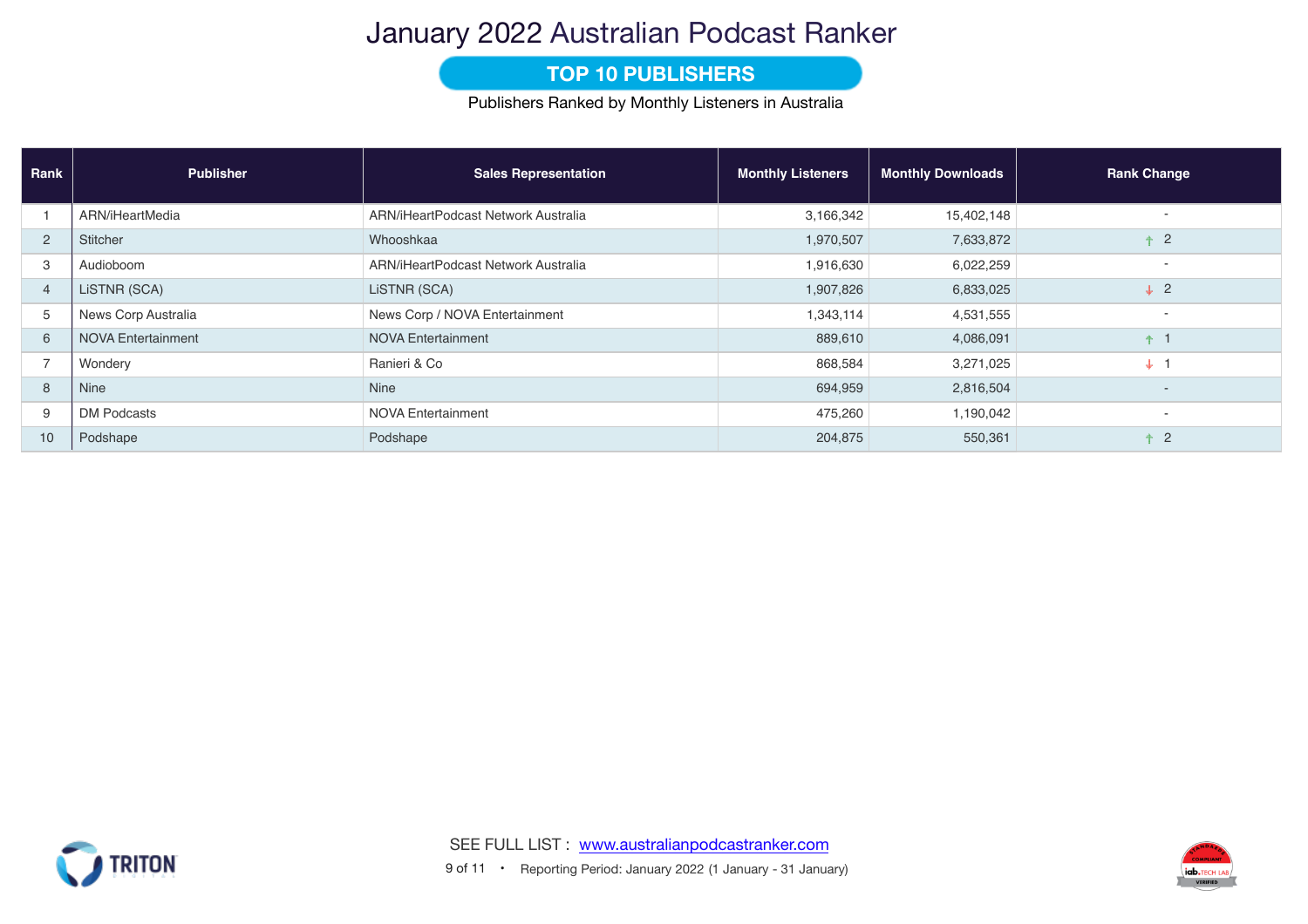# January 2022 Australian Podcast Ranker

## TOP 10 PUBLISHERS

Publishers Ranked by Monthly Listeners in Australia

| Rank | Publisher | Sales Representation | Monthly Listeners | Monthly Downloads | Rank Change |
|---|---|---|---|---|---|
| 1 | ARN/iHeartMedia | ARN/iHeartPodcast Network Australia | 3,166,342 | 15,402,148 | - |
| 2 | Stitcher | Whooshkaa | 1,970,507 | 7,633,872 | ↑ 2 |
| 3 | Audioboom | ARN/iHeartPodcast Network Australia | 1,916,630 | 6,022,259 | - |
| 4 | LiSTNR (SCA) | LiSTNR (SCA) | 1,907,826 | 6,833,025 | ↓ 2 |
| 5 | News Corp Australia | News Corp / NOVA Entertainment | 1,343,114 | 4,531,555 | - |
| 6 | NOVA Entertainment | NOVA Entertainment | 889,610 | 4,086,091 | ↑ 1 |
| 7 | Wondery | Ranieri & Co | 868,584 | 3,271,025 | ↓ 1 |
| 8 | Nine | Nine | 694,959 | 2,816,504 | - |
| 9 | DM Podcasts | NOVA Entertainment | 475,260 | 1,190,042 | - |
| 10 | Podshape | Podshape | 204,875 | 550,361 | ↑ 2 |

SEE FULL LIST : www.australianpodcastranker.com

Reporting Period: January 2022 (1 January - 31 January)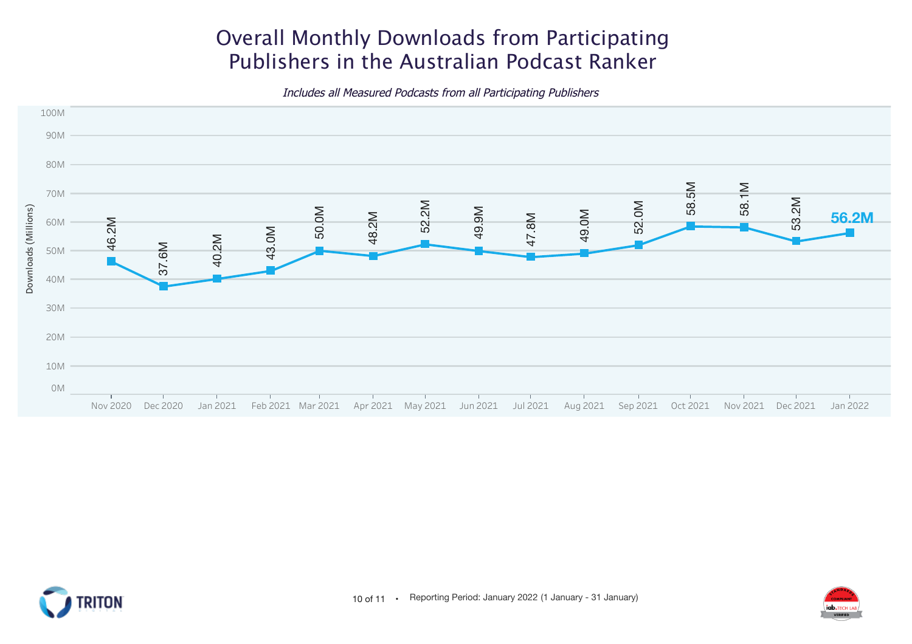# Overall Monthly Downloads from Participating Publishers in the Australian Podcast Ranker

*Includes all Measured Podcasts from all Participating Publishers*

| Month | Downloads (Millions) |
|---|---|
| Nov 2020 | 46.2M |
| Dec 2020 | 37.6M |
| Jan 2021 | 40.2M |
| Feb 2021 | 43.0M |
| Mar 2021 | 50.0M |
| Apr 2021 | 48.2M |
| May 2021 | 52.2M |
| Jun 2021 | 49.9M |
| Jul 2021 | 47.8M |
| Aug 2021 | 49.0M |
| Sep 2021 | 52.0M |
| Oct 2021 | 58.5M |
| Nov 2021 | 58.1M |
| Dec 2021 | 53.2M |
| Jan 2022 | 56.2M |

Reporting Period: January 2022 (1 January - 31 January)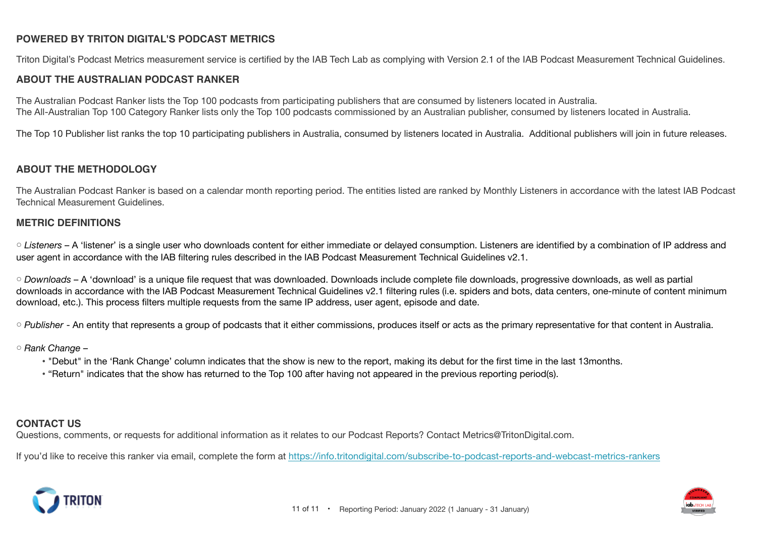## POWERED BY TRITON DIGITAL'S PODCAST METRICS

Triton Digital's Podcast Metrics measurement service is certified by the IAB Tech Lab as complying with Version 2.1 of the IAB Podcast Measurement Technical Guidelines.

## ABOUT THE AUSTRALIAN PODCAST RANKER

The Australian Podcast Ranker lists the Top 100 podcasts from participating publishers that are consumed by listeners located in Australia.
The All-Australian Top 100 Category Ranker lists only the Top 100 podcasts commissioned by an Australian publisher, consumed by listeners located in Australia.

The Top 10 Publisher list ranks the top 10 participating publishers in Australia, consumed by listeners located in Australia. Additional publishers will join in future releases.

## ABOUT THE METHODOLOGY

The Australian Podcast Ranker is based on a calendar month reporting period. The entities listed are ranked by Monthly Listeners in accordance with the latest IAB Podcast Technical Measurement Guidelines.

## METRIC DEFINITIONS

○ *Listeners* – A 'listener' is a single user who downloads content for either immediate or delayed consumption. Listeners are identified by a combination of IP address and user agent in accordance with the IAB filtering rules described in the IAB Podcast Measurement Technical Guidelines v2.1.

○ *Downloads* – A 'download' is a unique file request that was downloaded. Downloads include complete file downloads, progressive downloads, as well as partial downloads in accordance with the IAB Podcast Measurement Technical Guidelines v2.1 filtering rules (i.e. spiders and bots, data centers, one-minute of content minimum download, etc.). This process filters multiple requests from the same IP address, user agent, episode and date.

○ *Publisher* - An entity that represents a group of podcasts that it either commissions, produces itself or acts as the primary representative for that content in Australia.

○ *Rank Change* –

- "Debut" in the 'Rank Change' column indicates that the show is new to the report, making its debut for the first time in the last 13months.
- "Return" indicates that the show has returned to the Top 100 after having not appeared in the previous reporting period(s).

## CONTACT US

Questions, comments, or requests for additional information as it relates to our Podcast Reports? Contact Metrics@TritonDigital.com.

If you'd like to receive this ranker via email, complete the form at https://info.tritondigital.com/subscribe-to-podcast-reports-and-webcast-metrics-rankers

Reporting Period: January 2022 (1 January - 31 January)